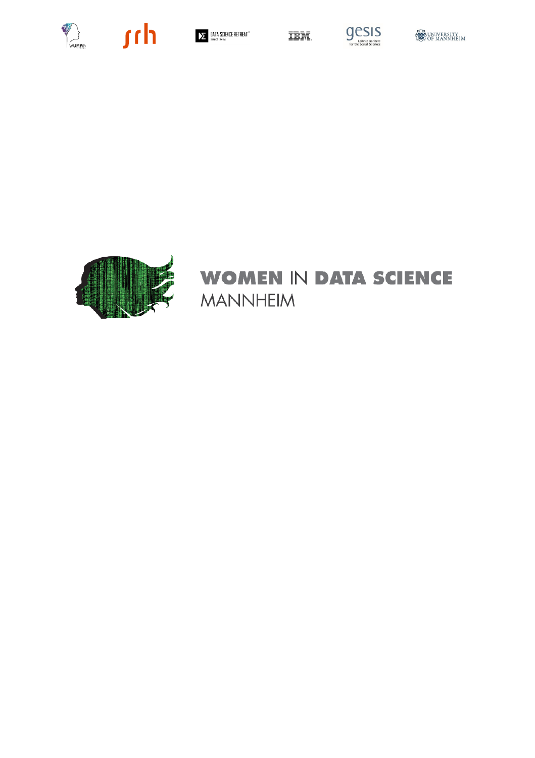# WOMEN IN DATA SCIENCE MANNHEIM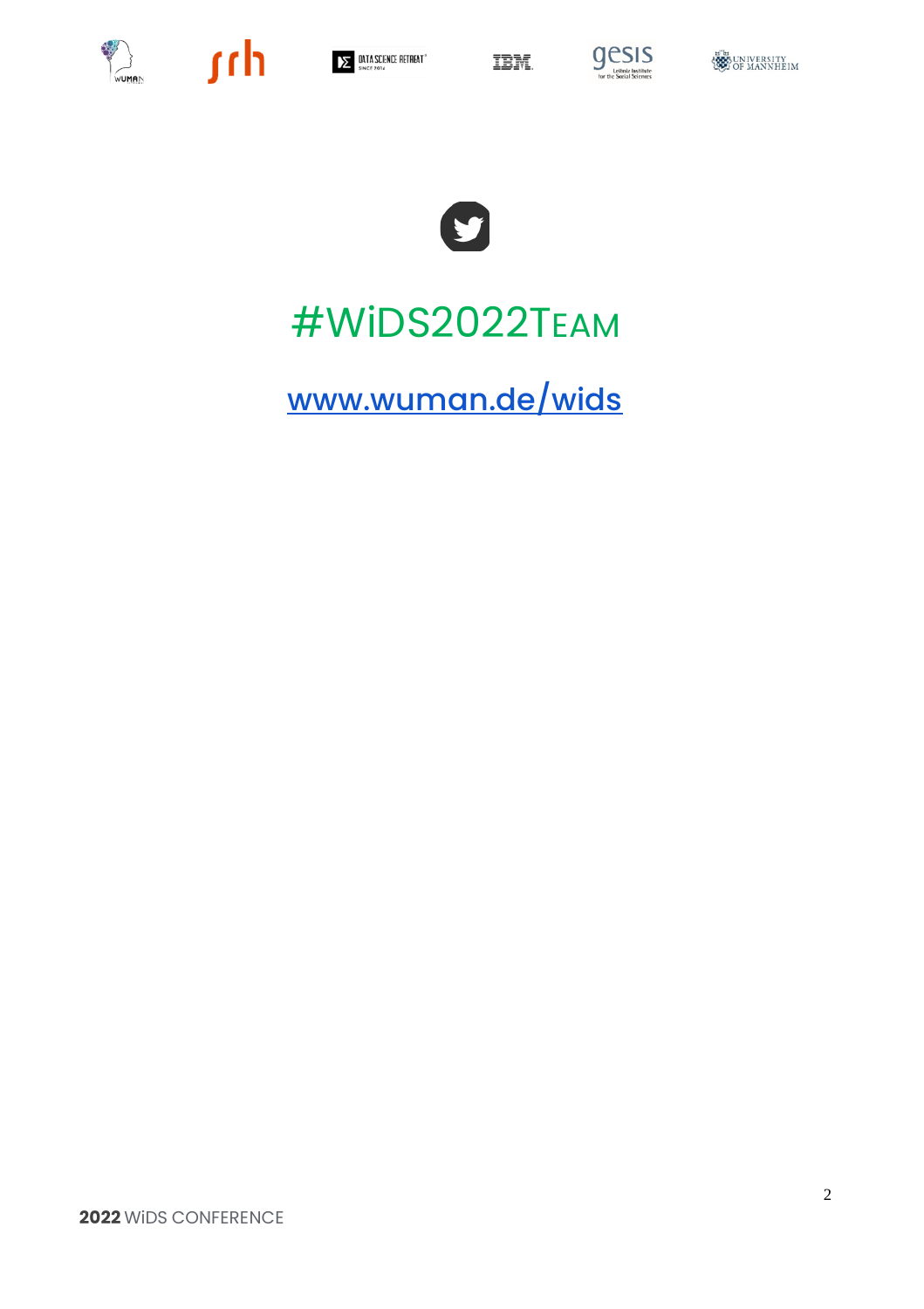#WiDS2022TEAM

www.wuman.de/wids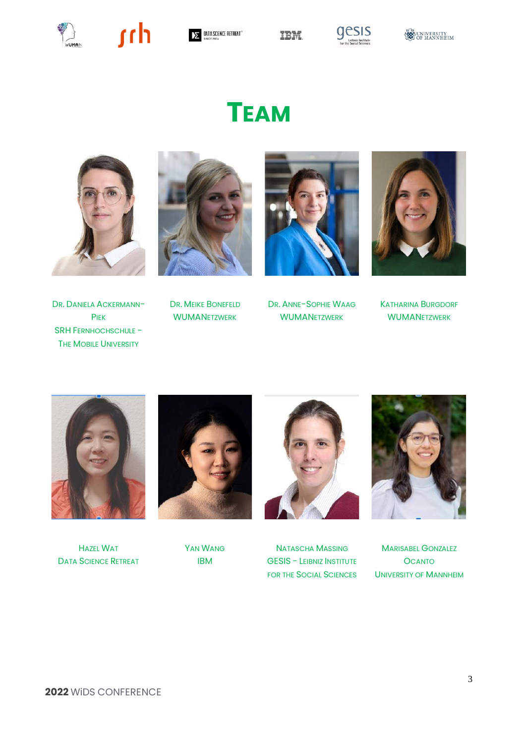# Team

Dr. Daniela Ackermann-Piek
SRH Fernhochschule – The Mobile University

Dr. Meike Bonefeld
WUMANetzwerk

Dr. Anne-Sophie Waag
WUMANetzwerk

Katharina Burgdorf
WUMANetzwerk

Hazel Wat
Data Science Retreat

Yan Wang
IBM

Natascha Massing
GESIS – Leibniz Institute for the Social Sciences

Marisabel Gonzalez Ocanto
University of Mannheim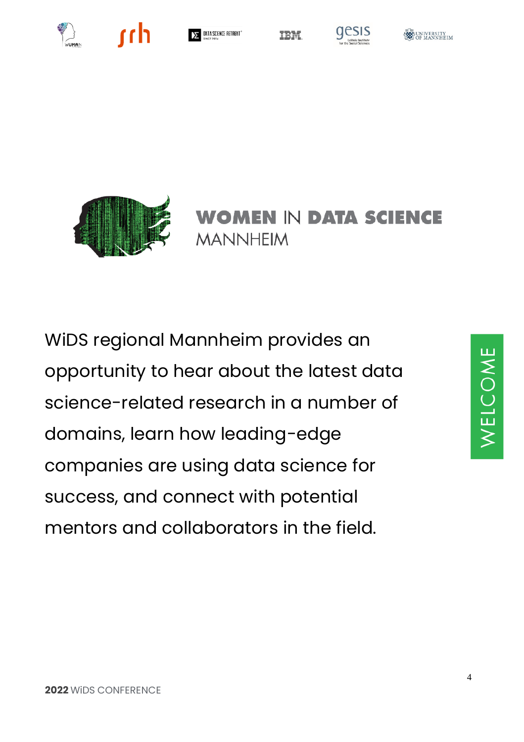# WOMEN IN DATA SCIENCE MANNHEIM

WELCOME

WiDS regional Mannheim provides an opportunity to hear about the latest data science-related research in a number of domains, learn how leading-edge companies are using data science for success, and connect with potential mentors and collaborators in the field.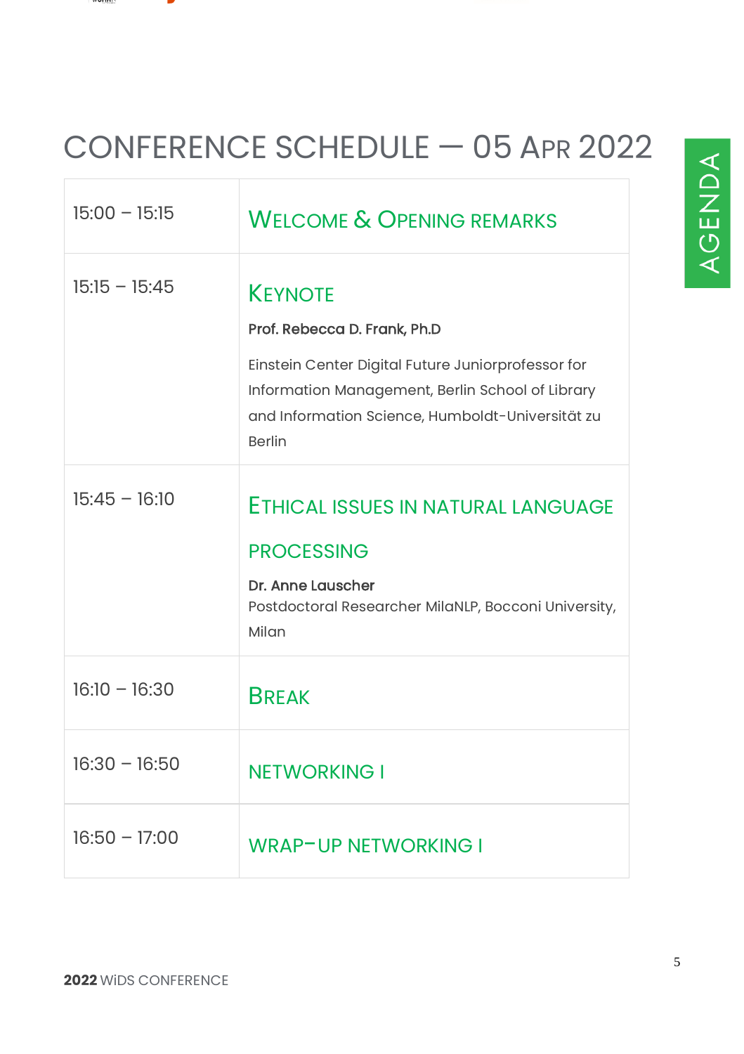# CONFERENCE SCHEDULE — 05 APR 2022

AGENDA

| | |
|---|---|
| 15:00 – 15:15 | WELCOME & OPENING REMARKS |
| 15:15 – 15:45 | KEYNOTE<br>**Prof. Rebecca D. Frank, Ph.D**<br>Einstein Center Digital Future Juniorprofessor for Information Management, Berlin School of Library and Information Science, Humboldt-Universität zu Berlin |
| 15:45 – 16:10 | ETHICAL ISSUES IN NATURAL LANGUAGE PROCESSING<br>**Dr. Anne Lauscher**<br>Postdoctoral Researcher MilaNLP, Bocconi University, Milan |
| 16:10 – 16:30 | BREAK |
| 16:30 – 16:50 | NETWORKING I |
| 16:50 – 17:00 | WRAP-UP NETWORKING I |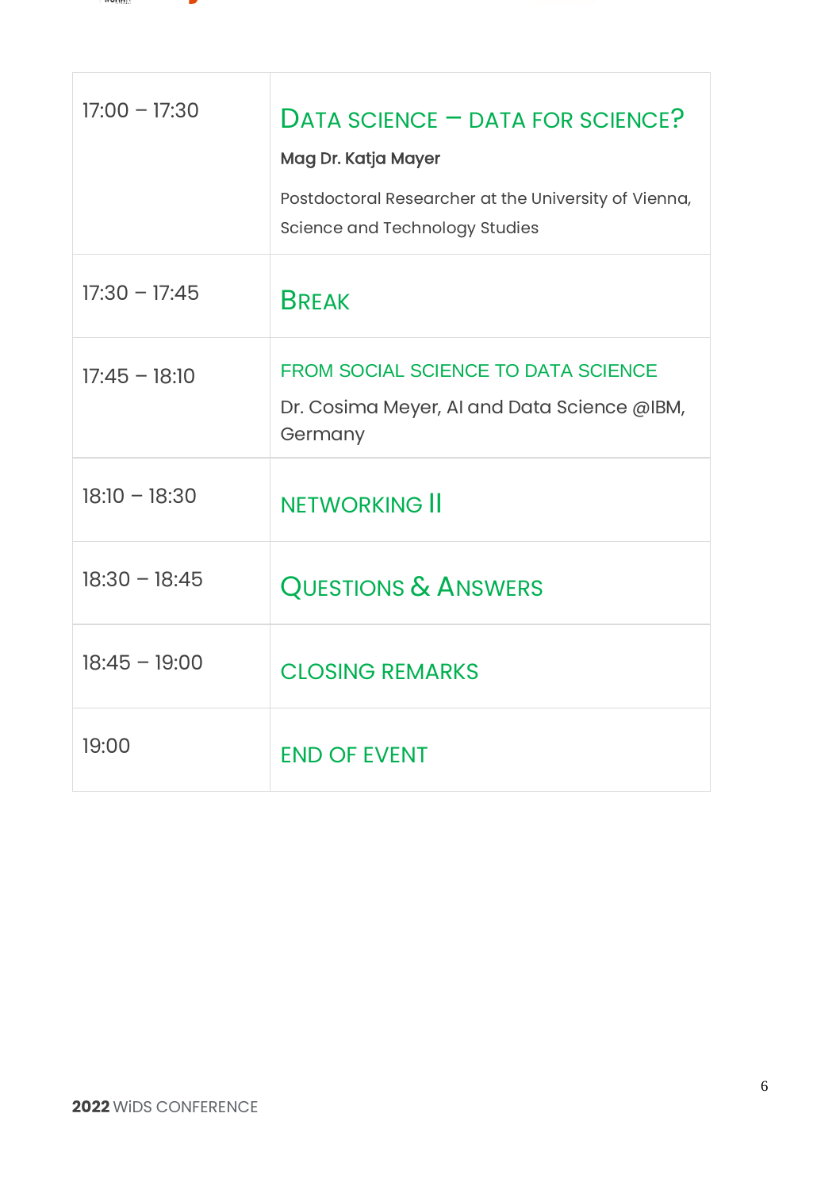| | |
|---|---|
| 17:00 – 17:30 | **DATA SCIENCE – DATA FOR SCIENCE?**<br>**Mag Dr. Katja Mayer**<br>Postdoctoral Researcher at the University of Vienna, Science and Technology Studies |
| 17:30 – 17:45 | **BREAK** |
| 17:45 – 18:10 | **FROM SOCIAL SCIENCE TO DATA SCIENCE**<br>Dr. Cosima Meyer, AI and Data Science @IBM, Germany |
| 18:10 – 18:30 | **NETWORKING II** |
| 18:30 – 18:45 | **QUESTIONS & ANSWERS** |
| 18:45 – 19:00 | **CLOSING REMARKS** |
| 19:00 | **END OF EVENT** |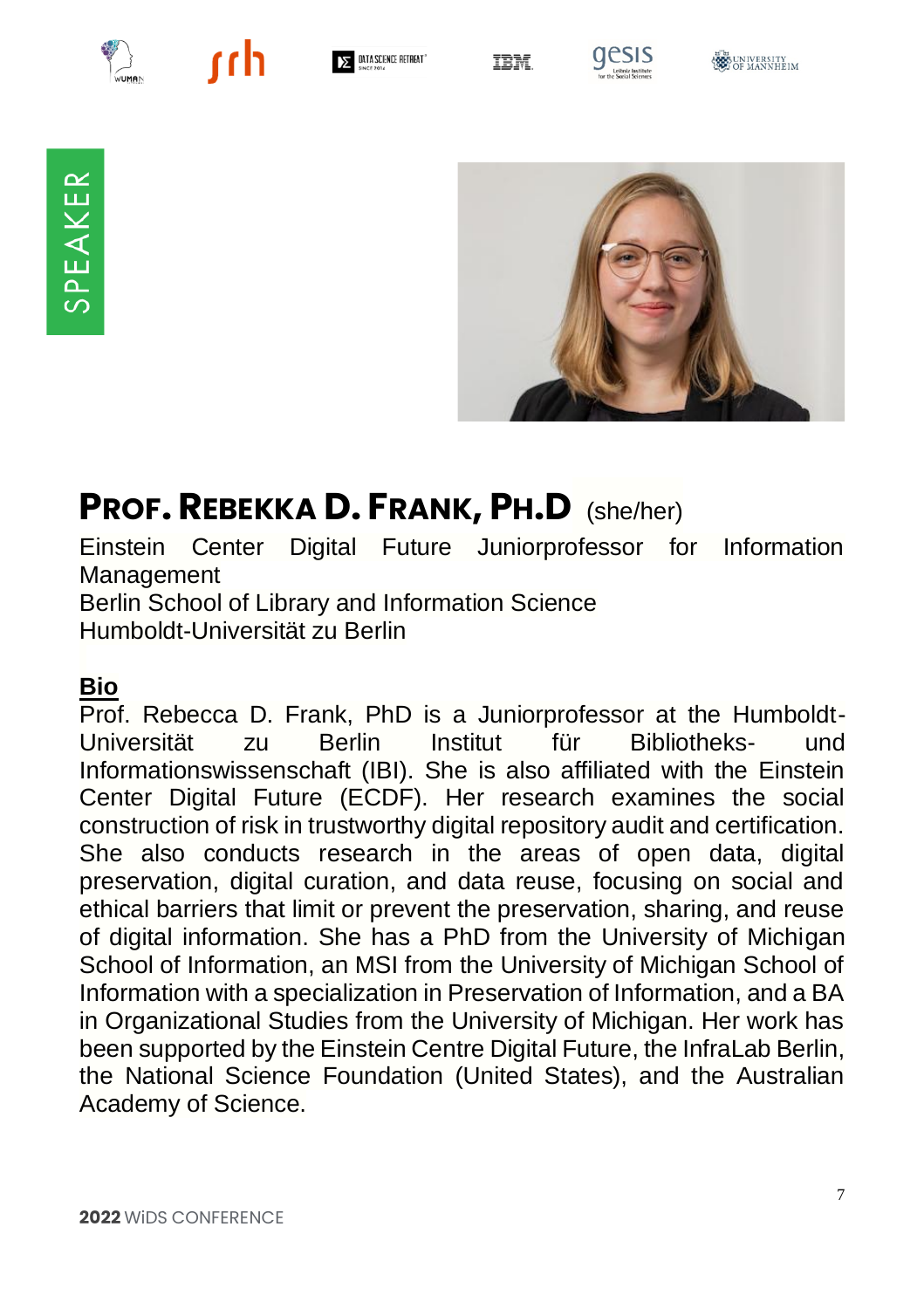SPEAKER

# PROF. REBEKKA D. FRANK, PH.D (she/her)

Einstein Center Digital Future Juniorprofessor for Information Management
Berlin School of Library and Information Science
Humboldt-Universität zu Berlin

**Bio**

Prof. Rebecca D. Frank, PhD is a Juniorprofessor at the Humboldt-Universität zu Berlin Institut für Bibliotheks- und Informationswissenschaft (IBI). She is also affiliated with the Einstein Center Digital Future (ECDF). Her research examines the social construction of risk in trustworthy digital repository audit and certification. She also conducts research in the areas of open data, digital preservation, digital curation, and data reuse, focusing on social and ethical barriers that limit or prevent the preservation, sharing, and reuse of digital information. She has a PhD from the University of Michigan School of Information, an MSI from the University of Michigan School of Information with a specialization in Preservation of Information, and a BA in Organizational Studies from the University of Michigan. Her work has been supported by the Einstein Centre Digital Future, the InfraLab Berlin, the National Science Foundation (United States), and the Australian Academy of Science.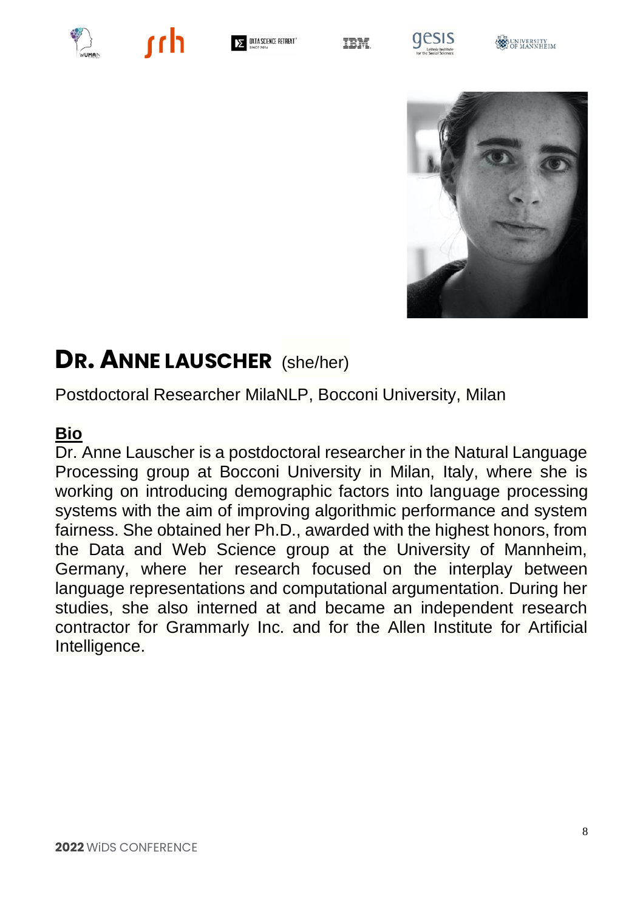# DR. ANNE LAUSCHER (she/her)

Postdoctoral Researcher MilaNLP, Bocconi University, Milan

**Bio**

Dr. Anne Lauscher is a postdoctoral researcher in the Natural Language Processing group at Bocconi University in Milan, Italy, where she is working on introducing demographic factors into language processing systems with the aim of improving algorithmic performance and system fairness. She obtained her Ph.D., awarded with the highest honors, from the Data and Web Science group at the University of Mannheim, Germany, where her research focused on the interplay between language representations and computational argumentation. During her studies, she also interned at and became an independent research contractor for Grammarly Inc. and for the Allen Institute for Artificial Intelligence.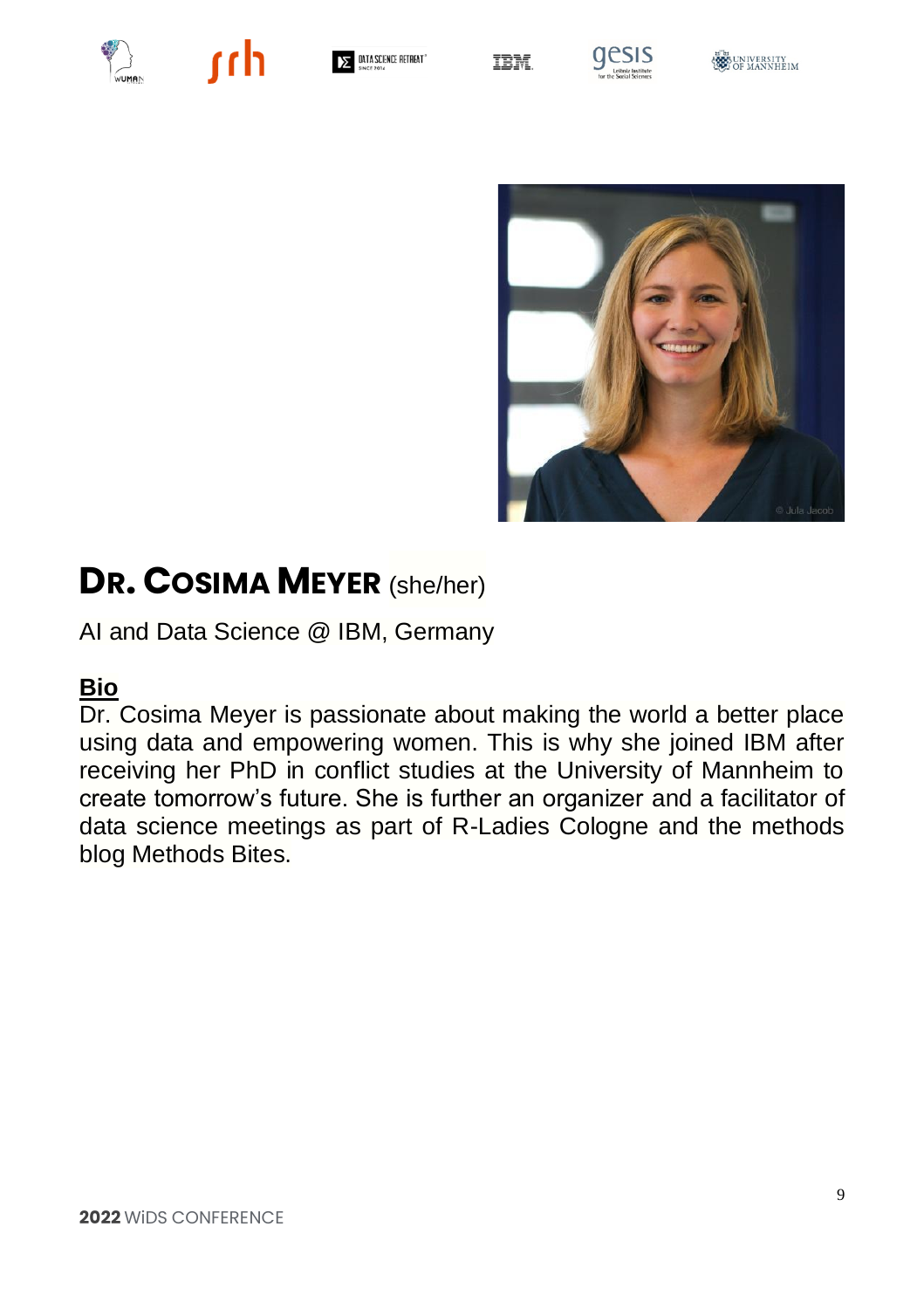# Dr. Cosima Meyer (she/her)

AI and Data Science @ IBM, Germany

**Bio**

Dr. Cosima Meyer is passionate about making the world a better place using data and empowering women. This is why she joined IBM after receiving her PhD in conflict studies at the University of Mannheim to create tomorrow's future. She is further an organizer and a facilitator of data science meetings as part of R-Ladies Cologne and the methods blog Methods Bites.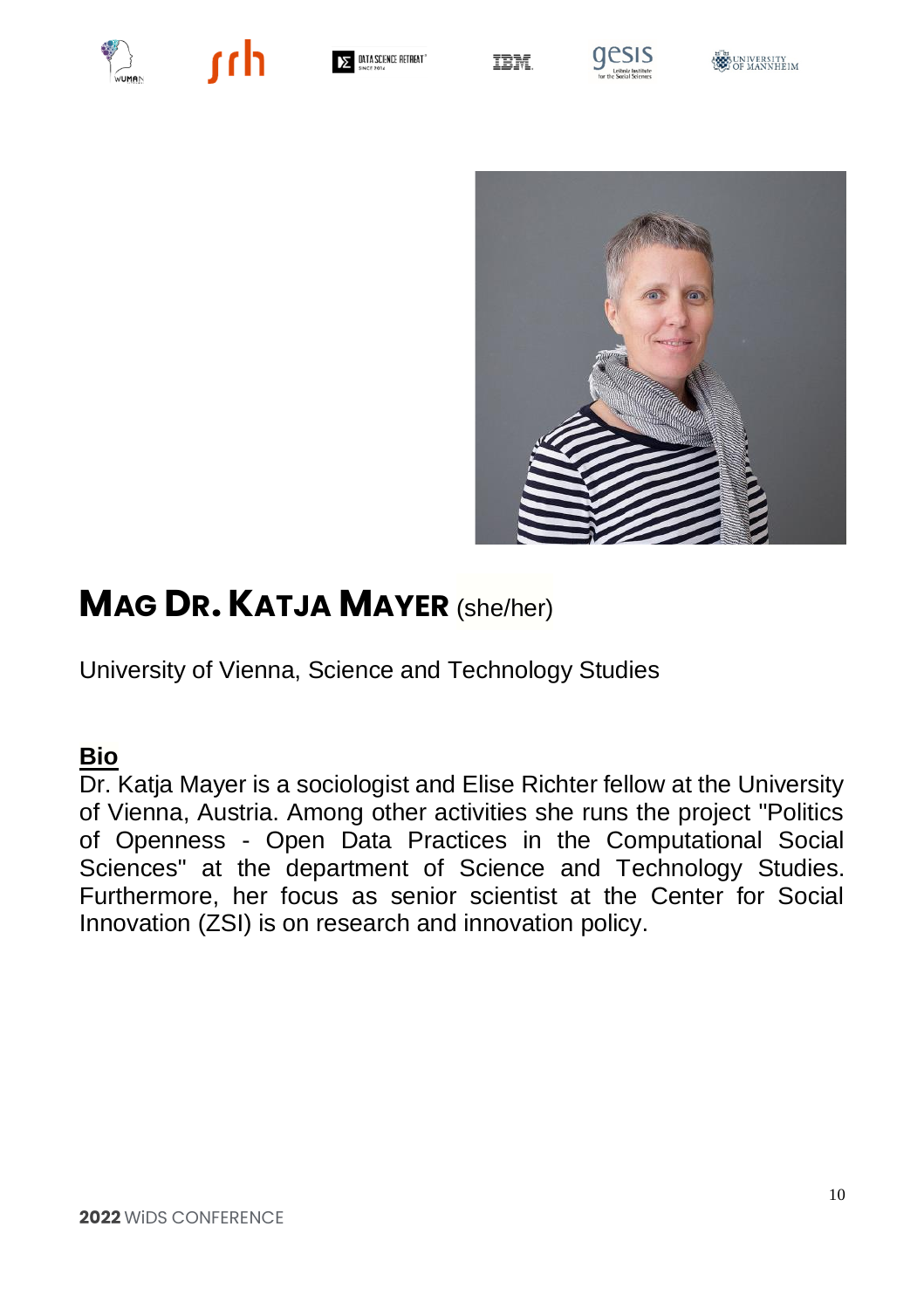# MAG DR. KATJA MAYER (she/her)

University of Vienna, Science and Technology Studies

**Bio**

Dr. Katja Mayer is a sociologist and Elise Richter fellow at the University of Vienna, Austria. Among other activities she runs the project "Politics of Openness - Open Data Practices in the Computational Social Sciences" at the department of Science and Technology Studies. Furthermore, her focus as senior scientist at the Center for Social Innovation (ZSI) is on research and innovation policy.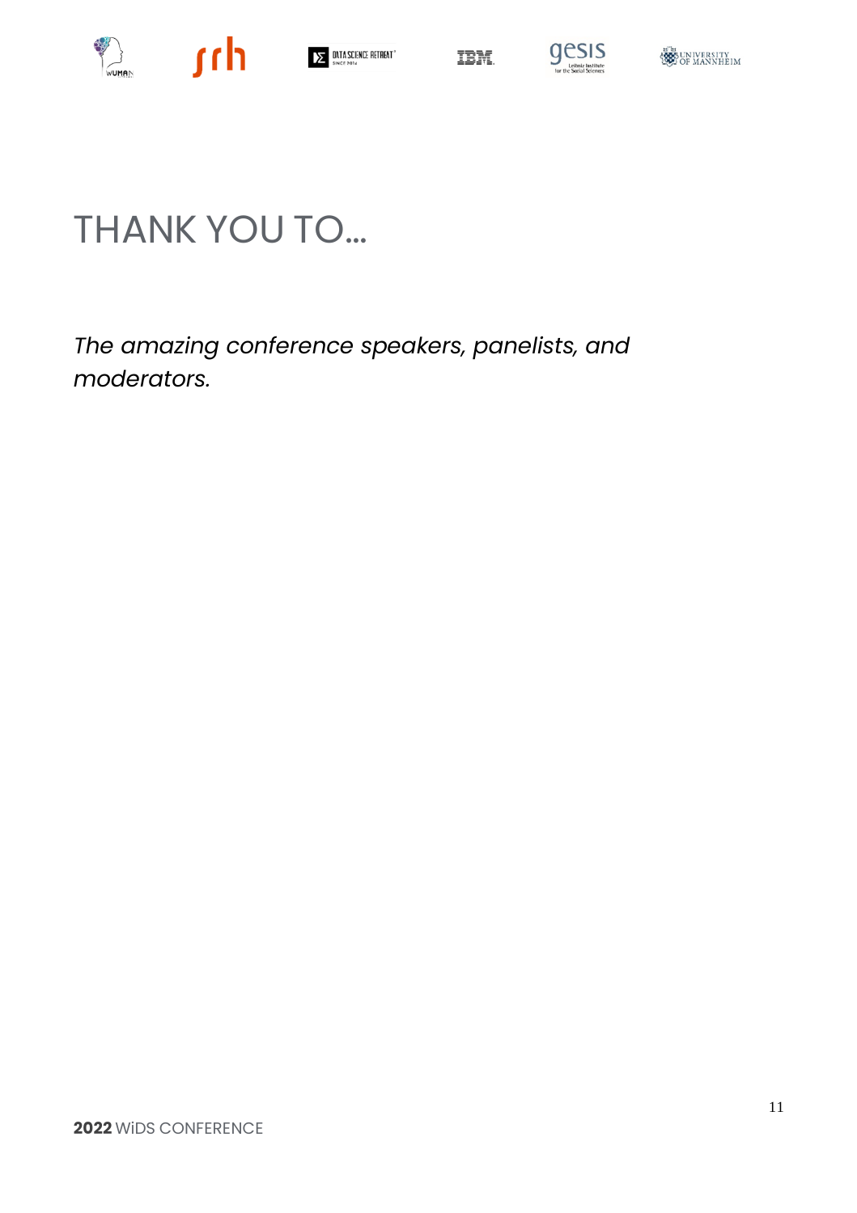# THANK YOU TO...

*The amazing conference speakers, panelists, and moderators.*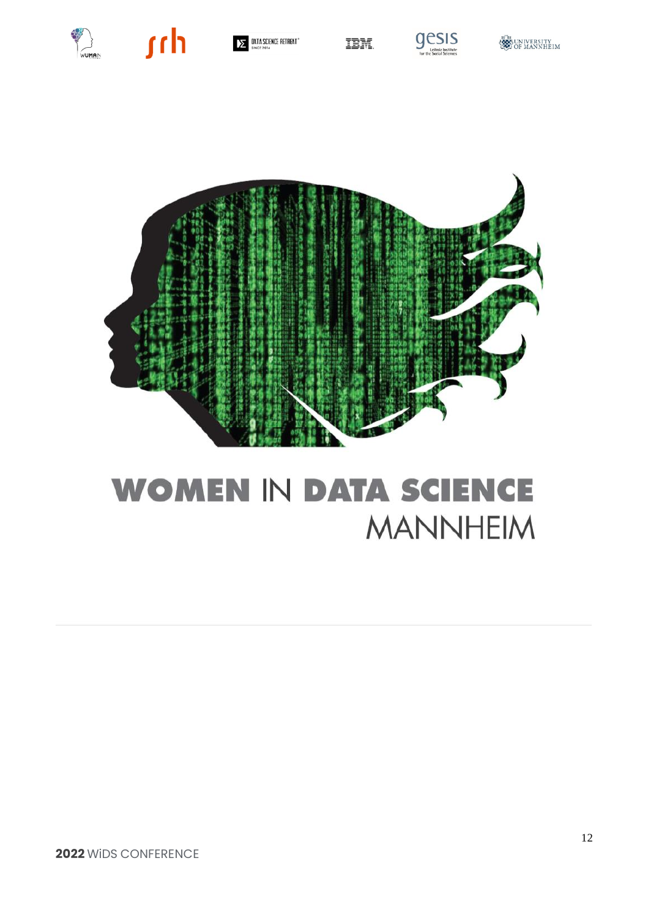# WOMEN IN DATA SCIENCE MANNHEIM